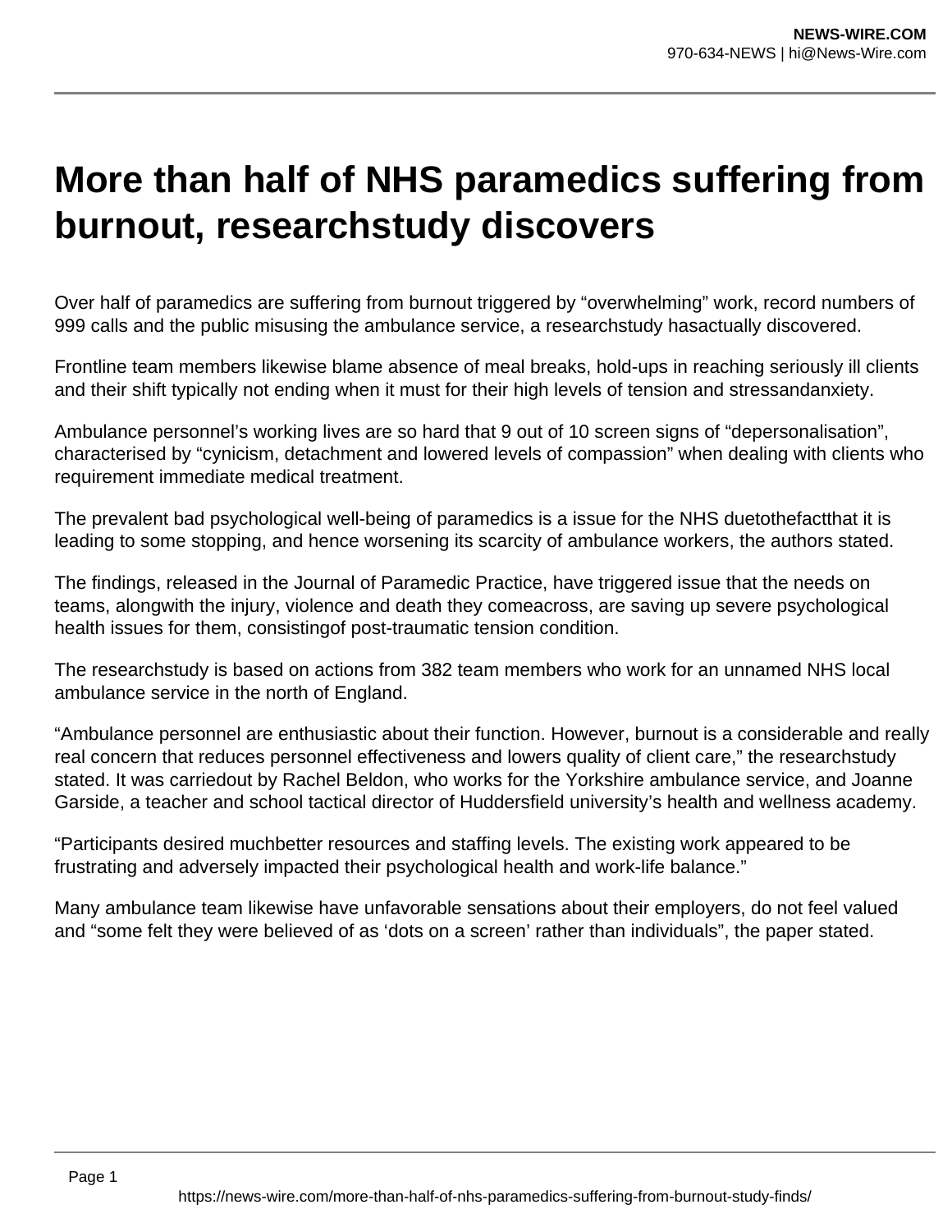# More than half of NHS paramedics suffering from burnout, researchstudy discovers

Over half of paramedics are suffering from burnout triggered by "overwhelming" work, record numbers of 999 calls and the public misusing the ambulance service, a researchstudy hasactually discovered.

Frontline team members likewise blame absence of meal breaks, hold-ups in reaching seriously ill clients and their shift typically not ending when it must for their high levels of tension and stressandanxiety.

Ambulance personnel's working lives are so hard that 9 out of 10 screen signs of "depersonalisation", characterised by "cynicism, detachment and lowered levels of compassion" when dealing with clients who requirement immediate medical treatment.

The prevalent bad psychological well-being of paramedics is a issue for the NHS duetothefactthat it is leading to some stopping, and hence worsening its scarcity of ambulance workers, the authors stated.

The findings, released in the Journal of Paramedic Practice, have triggered issue that the needs on teams, alongwith the injury, violence and death they comeacross, are saving up severe psychological health issues for them, consistingof post-traumatic tension condition.

The researchstudy is based on actions from 382 team members who work for an unnamed NHS local ambulance service in the north of England.

"Ambulance personnel are enthusiastic about their function. However, burnout is a considerable and really real concern that reduces personnel effectiveness and lowers quality of client care," the researchstudy stated. It was carriedout by Rachel Beldon, who works for the Yorkshire ambulance service, and Joanne Garside, a teacher and school tactical director of Huddersfield university's health and wellness academy.

"Participants desired muchbetter resources and staffing levels. The existing work appeared to be frustrating and adversely impacted their psychological health and work-life balance."

Many ambulance team likewise have unfavorable sensations about their employers, do not feel valued and "some felt they were believed of as 'dots on a screen' rather than individuals", the paper stated.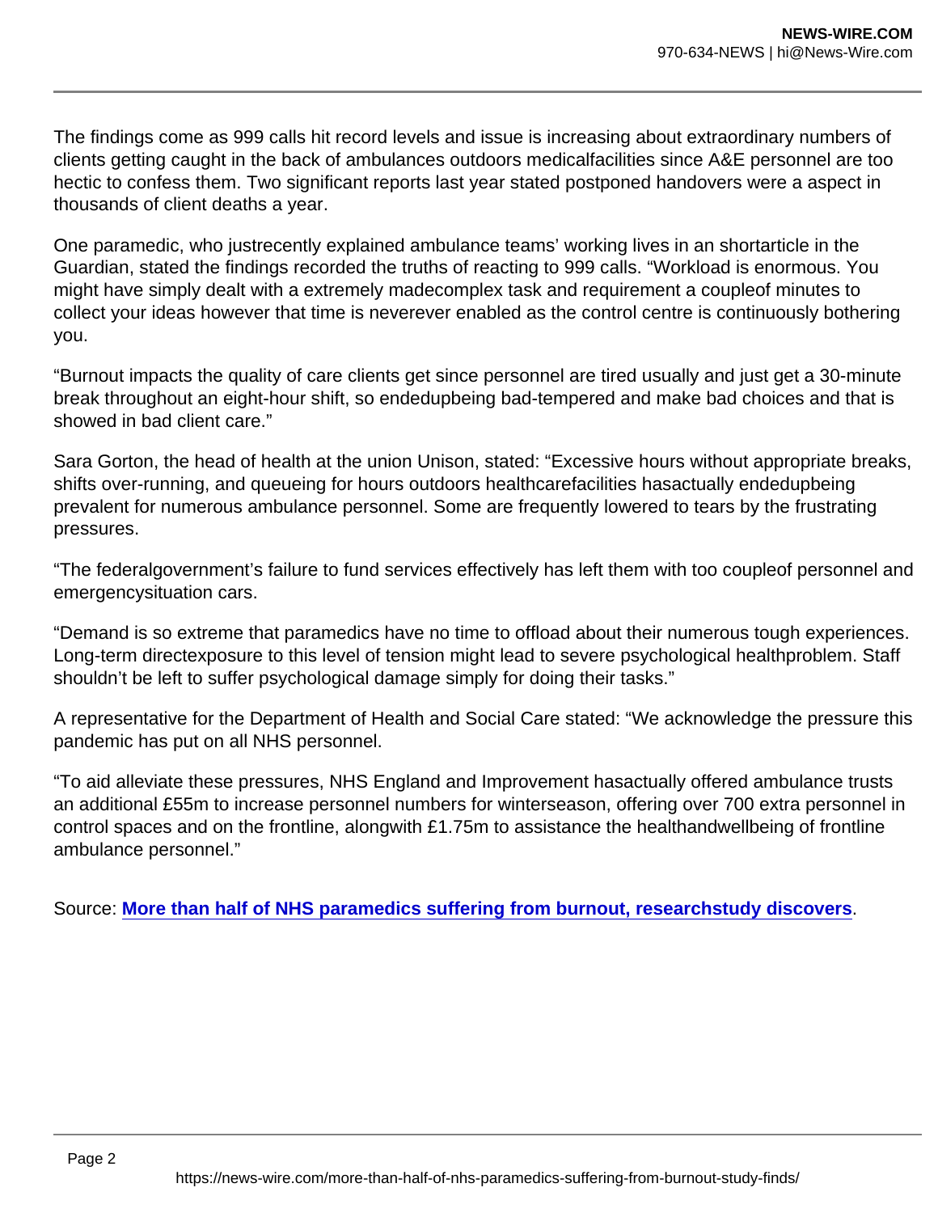The findings come as 999 calls hit record levels and issue is increasing about extraordinary numbers of clients getting caught in the back of ambulances outdoors medicalfacilities since A&E personnel are too hectic to confess them. Two significant reports last year stated postponed handovers were a aspect in thousands of client deaths a year.

One paramedic, who justrecently explained ambulance teams' working lives in an shortarticle in the Guardian, stated the findings recorded the truths of reacting to 999 calls. "Workload is enormous. You might have simply dealt with a extremely madecomplex task and requirement a coupleof minutes to collect your ideas however that time is neverever enabled as the control centre is continuously bothering you.

"Burnout impacts the quality of care clients get since personnel are tired usually and just get a 30-minute break throughout an eight-hour shift, so endedupbeing bad-tempered and make bad choices and that is showed in bad client care."

Sara Gorton, the head of health at the union Unison, stated: "Excessive hours without appropriate breaks, shifts over-running, and queueing for hours outdoors healthcarefacilities hasactually endedupbeing prevalent for numerous ambulance personnel. Some are frequently lowered to tears by the frustrating pressures.

"The federalgovernment's failure to fund services effectively has left them with too coupleof personnel and emergencysituation cars.

"Demand is so extreme that paramedics have no time to offload about their numerous tough experiences. Long-term directexposure to this level of tension might lead to severe psychological healthproblem. Staff shouldn't be left to suffer psychological damage simply for doing their tasks."

A representative for the Department of Health and Social Care stated: "We acknowledge the pressure this pandemic has put on all NHS personnel.

"To aid alleviate these pressures, NHS England and Improvement hasactually offered ambulance trusts an additional £55m to increase personnel numbers for winterseason, offering over 700 extra personnel in control spaces and on the frontline, alongwith £1.75m to assistance the healthandwellbeing of frontline ambulance personnel."

Source: **[More than half of NHS paramedics suffering from burnout, researchstudy discovers](https://news-wire.com/more-than-half-of-nhs-paramedics-suffering-from-burnout-study-finds/)**.